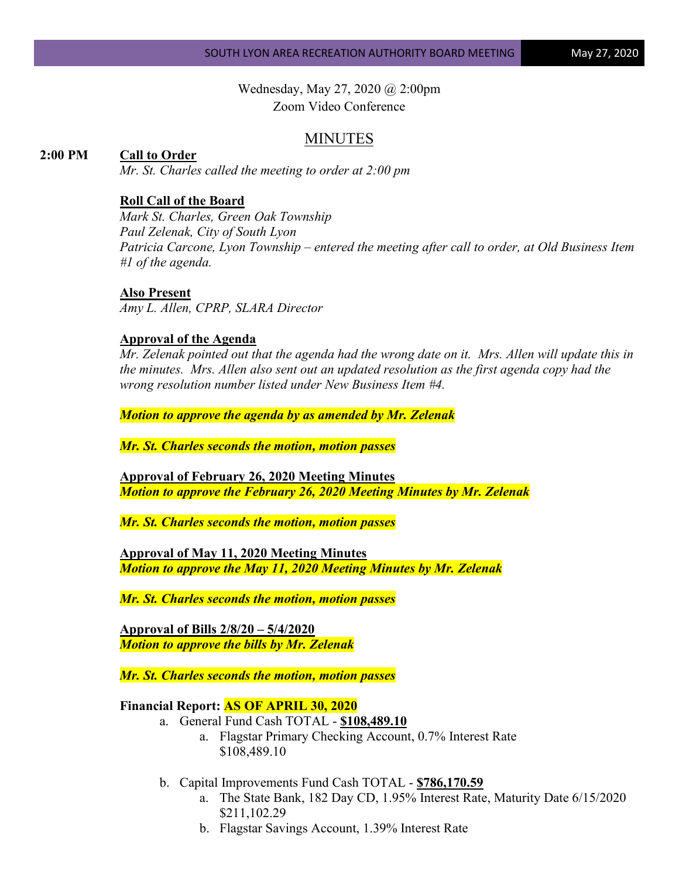Wednesday, May 27, 2020 @ 2:00pm
Zoom Video Conference

# MINUTES

**2:00 PM** **Call to Order**
*Mr. St. Charles called the meeting to order at 2:00 pm*

**Roll Call of the Board**
*Mark St. Charles, Green Oak Township*
*Paul Zelenak, City of South Lyon*
*Patricia Carcone, Lyon Township – entered the meeting after call to order, at Old Business Item #1 of the agenda.*

**Also Present**
*Amy L. Allen, CPRP, SLARA Director*

**Approval of the Agenda**
*Mr. Zelenak pointed out that the agenda had the wrong date on it. Mrs. Allen will update this in the minutes. Mrs. Allen also sent out an updated resolution as the first agenda copy had the wrong resolution number listed under New Business Item #4.*

***Motion to approve the agenda by as amended by Mr. Zelenak***

***Mr. St. Charles seconds the motion, motion passes***

**Approval of February 26, 2020 Meeting Minutes**
***Motion to approve the February 26, 2020 Meeting Minutes by Mr. Zelenak***

***Mr. St. Charles seconds the motion, motion passes***

**Approval of May 11, 2020 Meeting Minutes**
***Motion to approve the May 11, 2020 Meeting Minutes by Mr. Zelenak***

***Mr. St. Charles seconds the motion, motion passes***

**Approval of Bills 2/8/20 – 5/4/2020**
***Motion to approve the bills by Mr. Zelenak***

***Mr. St. Charles seconds the motion, motion passes***

**Financial Report: AS OF APRIL 30, 2020**

a. General Fund Cash TOTAL - **$108,489.10**
   a. Flagstar Primary Checking Account, 0.7% Interest Rate
      $108,489.10

b. Capital Improvements Fund Cash TOTAL - **$786,170.59**
   a. The State Bank, 182 Day CD, 1.95% Interest Rate, Maturity Date 6/15/2020
      $211,102.29
   b. Flagstar Savings Account, 1.39% Interest Rate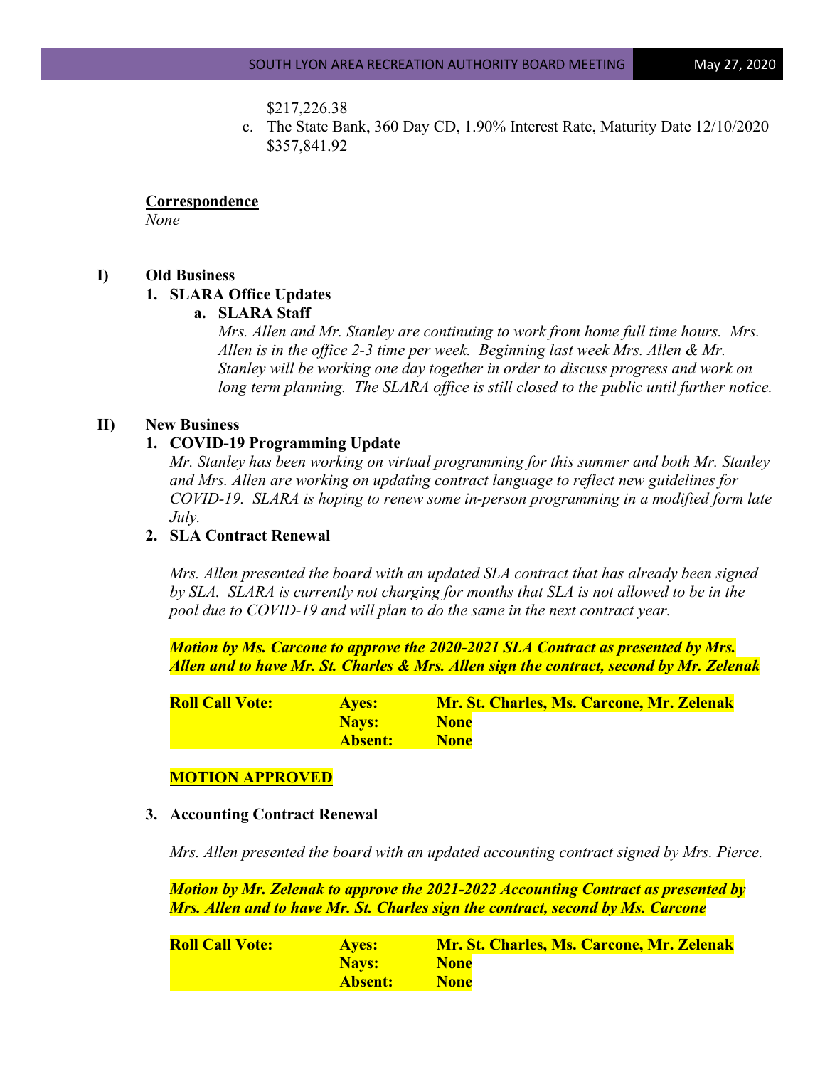$217,226.38

c. The State Bank, 360 Day CD, 1.90% Interest Rate, Maturity Date 12/10/2020 $357,841.92

**Correspondence**

*None*

## I) Old Business

### 1. SLARA Office Updates

#### a. SLARA Staff

*Mrs. Allen and Mr. Stanley are continuing to work from home full time hours. Mrs. Allen is in the office 2-3 time per week. Beginning last week Mrs. Allen & Mr. Stanley will be working one day together in order to discuss progress and work on long term planning. The SLARA office is still closed to the public until further notice.*

## II) New Business

### 1. COVID-19 Programming Update

*Mr. Stanley has been working on virtual programming for this summer and both Mr. Stanley and Mrs. Allen are working on updating contract language to reflect new guidelines for COVID-19. SLARA is hoping to renew some in-person programming in a modified form late July.*

### 2. SLA Contract Renewal

*Mrs. Allen presented the board with an updated SLA contract that has already been signed by SLA. SLARA is currently not charging for months that SLA is not allowed to be in the pool due to COVID-19 and will plan to do the same in the next contract year.*

***Motion by Ms. Carcone to approve the 2020-2021 SLA Contract as presented by Mrs. Allen and to have Mr. St. Charles & Mrs. Allen sign the contract, second by Mr. Zelenak***

| | | |
|---|---|---|
| **Roll Call Vote:** | **Ayes:** | **Mr. St. Charles, Ms. Carcone, Mr. Zelenak** |
| | **Nays:** | **None** |
| | **Absent:** | **None** |

**MOTION APPROVED**

### 3. Accounting Contract Renewal

*Mrs. Allen presented the board with an updated accounting contract signed by Mrs. Pierce.*

***Motion by Mr. Zelenak to approve the 2021-2022 Accounting Contract as presented by Mrs. Allen and to have Mr. St. Charles sign the contract, second by Ms. Carcone***

| | | |
|---|---|---|
| **Roll Call Vote:** | **Ayes:** | **Mr. St. Charles, Ms. Carcone, Mr. Zelenak** |
| | **Nays:** | **None** |
| | **Absent:** | **None** |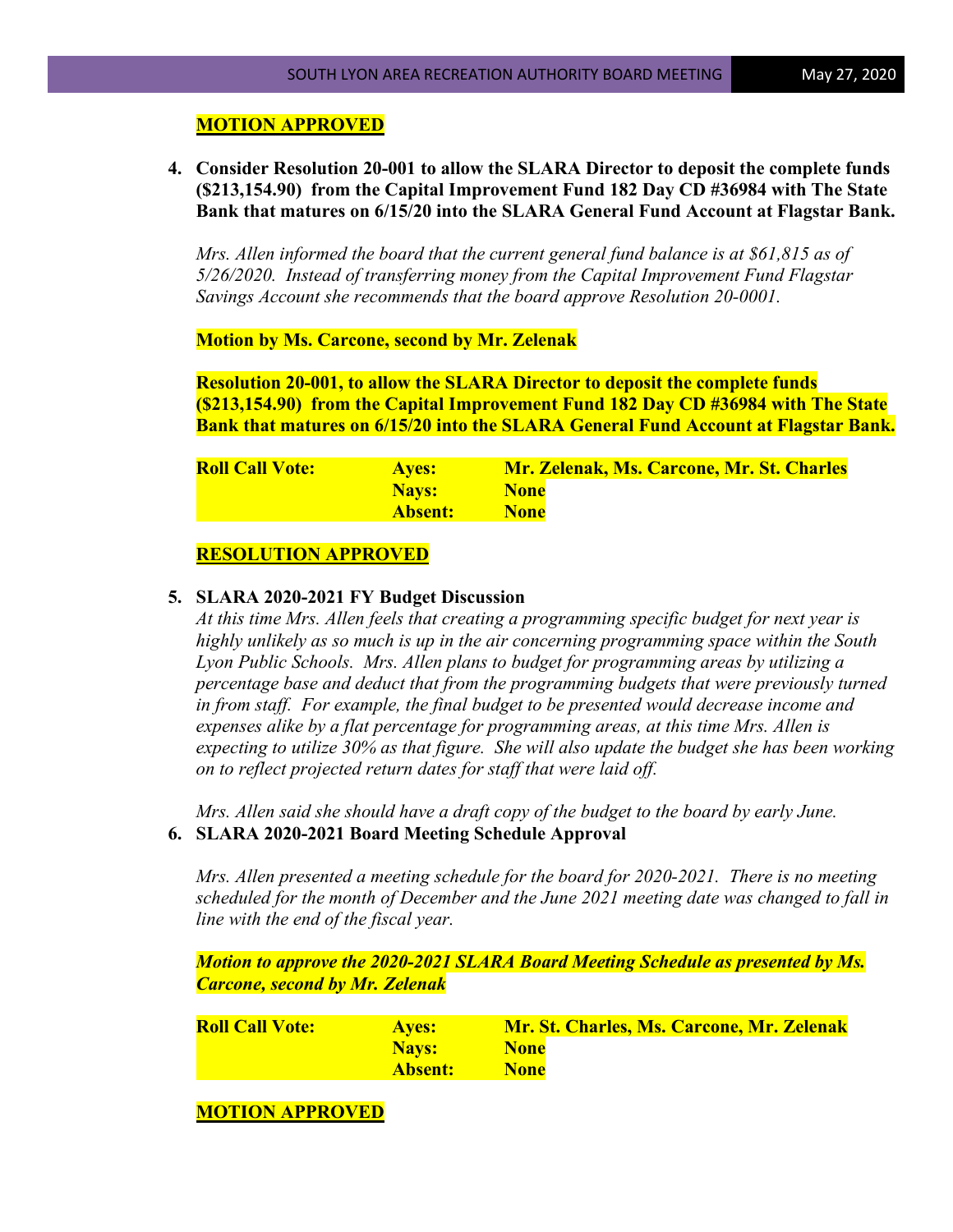**MOTION APPROVED**

4. **Consider Resolution 20-001 to allow the SLARA Director to deposit the complete funds ($213,154.90) from the Capital Improvement Fund 182 Day CD #36984 with The State Bank that matures on 6/15/20 into the SLARA General Fund Account at Flagstar Bank.**

   *Mrs. Allen informed the board that the current general fund balance is at $61,815 as of 5/26/2020. Instead of transferring money from the Capital Improvement Fund Flagstar Savings Account she recommends that the board approve Resolution 20-0001.*

   **Motion by Ms. Carcone, second by Mr. Zelenak**

   **Resolution 20-001, to allow the SLARA Director to deposit the complete funds ($213,154.90) from the Capital Improvement Fund 182 Day CD #36984 with The State Bank that matures on 6/15/20 into the SLARA General Fund Account at Flagstar Bank.**

   | **Roll Call Vote:** | **Ayes:** | **Mr. Zelenak, Ms. Carcone, Mr. St. Charles** |
   |---|---|---|
   | | **Nays:** | **None** |
   | | **Absent:** | **None** |

   **RESOLUTION APPROVED**

5. **SLARA 2020-2021 FY Budget Discussion**
   *At this time Mrs. Allen feels that creating a programming specific budget for next year is highly unlikely as so much is up in the air concerning programming space within the South Lyon Public Schools. Mrs. Allen plans to budget for programming areas by utilizing a percentage base and deduct that from the programming budgets that were previously turned in from staff. For example, the final budget to be presented would decrease income and expenses alike by a flat percentage for programming areas, at this time Mrs. Allen is expecting to utilize 30% as that figure. She will also update the budget she has been working on to reflect projected return dates for staff that were laid off.*

   *Mrs. Allen said she should have a draft copy of the budget to the board by early June.*

6. **SLARA 2020-2021 Board Meeting Schedule Approval**

   *Mrs. Allen presented a meeting schedule for the board for 2020-2021. There is no meeting scheduled for the month of December and the June 2021 meeting date was changed to fall in line with the end of the fiscal year.*

   ***Motion to approve the 2020-2021 SLARA Board Meeting Schedule as presented by Ms. Carcone, second by Mr. Zelenak***

   | **Roll Call Vote:** | **Ayes:** | **Mr. St. Charles, Ms. Carcone, Mr. Zelenak** |
   |---|---|---|
   | | **Nays:** | **None** |
   | | **Absent:** | **None** |

   **MOTION APPROVED**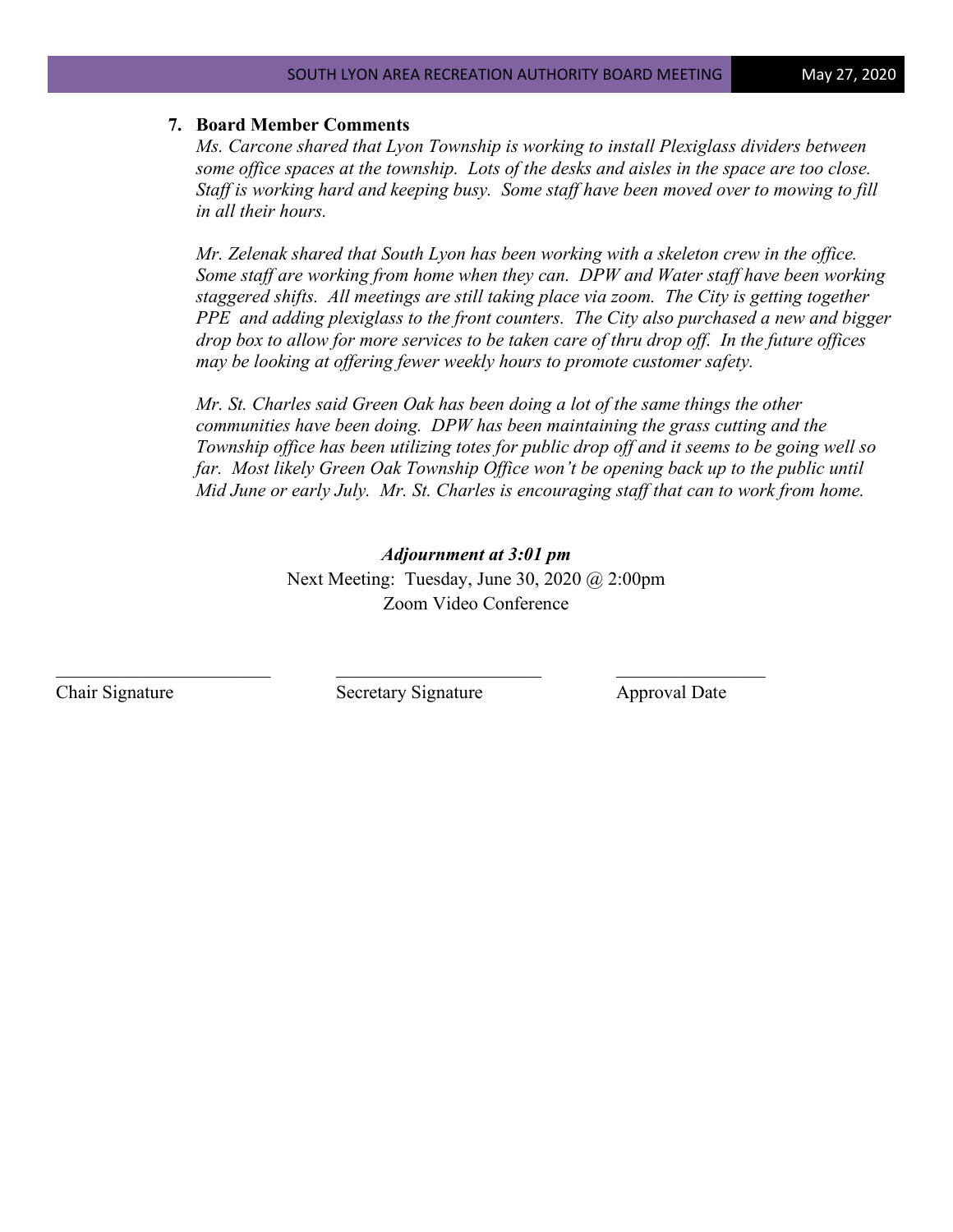### 7. Board Member Comments

*Ms. Carcone shared that Lyon Township is working to install Plexiglass dividers between some office spaces at the township. Lots of the desks and aisles in the space are too close. Staff is working hard and keeping busy. Some staff have been moved over to mowing to fill in all their hours.*

*Mr. Zelenak shared that South Lyon has been working with a skeleton crew in the office. Some staff are working from home when they can. DPW and Water staff have been working staggered shifts. All meetings are still taking place via zoom. The City is getting together PPE and adding plexiglass to the front counters. The City also purchased a new and bigger drop box to allow for more services to be taken care of thru drop off. In the future offices may be looking at offering fewer weekly hours to promote customer safety.*

*Mr. St. Charles said Green Oak has been doing a lot of the same things the other communities have been doing. DPW has been maintaining the grass cutting and the Township office has been utilizing totes for public drop off and it seems to be going well so far. Most likely Green Oak Township Office won't be opening back up to the public until Mid June or early July. Mr. St. Charles is encouraging staff that can to work from home.*

***Adjournment at 3:01 pm***

Next Meeting: Tuesday, June 30, 2020 @ 2:00pm

Zoom Video Conference

\_\_\_\_\_\_\_\_\_\_\_\_\_\_\_\_\_\_\_\_\_\_\_\_ Chair Signature

\_\_\_\_\_\_\_\_\_\_\_\_\_\_\_\_\_\_\_\_\_\_\_\_ Secretary Signature

\_\_\_\_\_\_\_\_\_\_\_\_\_\_\_\_ Approval Date